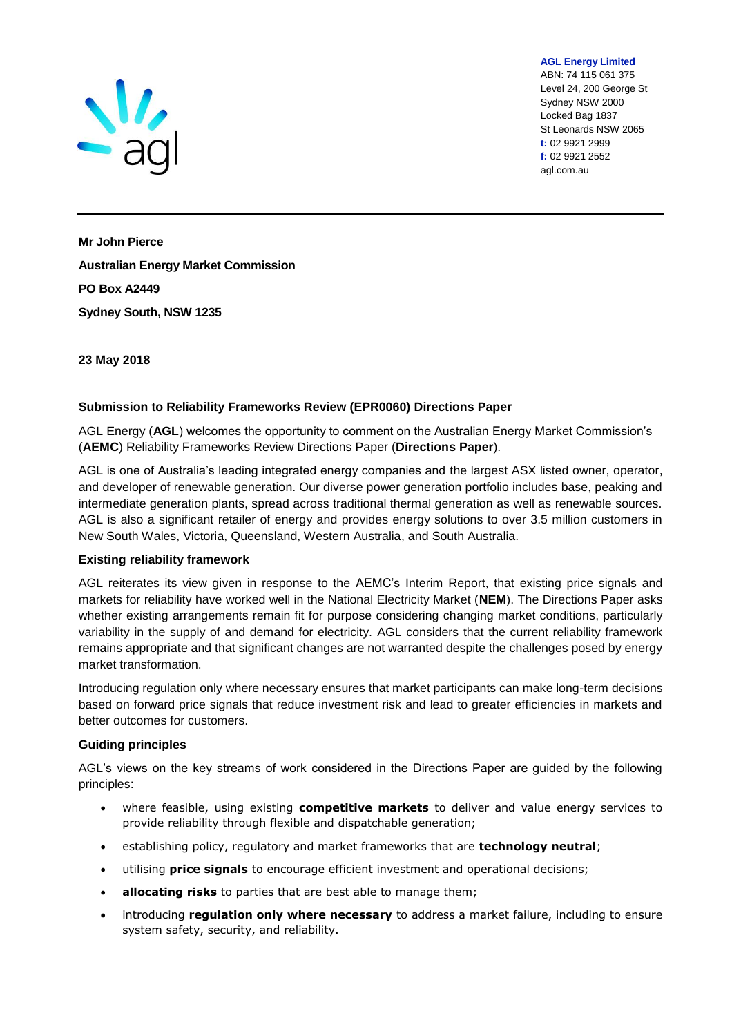**AGL Energy Limited**
ABN: 74 115 061 375
Level 24, 200 George St
Sydney NSW 2000
Locked Bag 1837
St Leonards NSW 2065
**t:** 02 9921 2999
**f:** 02 9921 2552
agl.com.au

**Mr John Pierce**

**Australian Energy Market Commission**

**PO Box A2449**

**Sydney South, NSW 1235**

**23 May 2018**

**Submission to Reliability Frameworks Review (EPR0060) Directions Paper**

AGL Energy (**AGL**) welcomes the opportunity to comment on the Australian Energy Market Commission's (**AEMC**) Reliability Frameworks Review Directions Paper (**Directions Paper**).

AGL is one of Australia's leading integrated energy companies and the largest ASX listed owner, operator, and developer of renewable generation. Our diverse power generation portfolio includes base, peaking and intermediate generation plants, spread across traditional thermal generation as well as renewable sources. AGL is also a significant retailer of energy and provides energy solutions to over 3.5 million customers in New South Wales, Victoria, Queensland, Western Australia, and South Australia.

**Existing reliability framework**

AGL reiterates its view given in response to the AEMC's Interim Report, that existing price signals and markets for reliability have worked well in the National Electricity Market (**NEM**). The Directions Paper asks whether existing arrangements remain fit for purpose considering changing market conditions, particularly variability in the supply of and demand for electricity. AGL considers that the current reliability framework remains appropriate and that significant changes are not warranted despite the challenges posed by energy market transformation.

Introducing regulation only where necessary ensures that market participants can make long-term decisions based on forward price signals that reduce investment risk and lead to greater efficiencies in markets and better outcomes for customers.

**Guiding principles**

AGL's views on the key streams of work considered in the Directions Paper are guided by the following principles:

- where feasible, using existing **competitive markets** to deliver and value energy services to provide reliability through flexible and dispatchable generation;
- establishing policy, regulatory and market frameworks that are **technology neutral**;
- utilising **price signals** to encourage efficient investment and operational decisions;
- **allocating risks** to parties that are best able to manage them;
- introducing **regulation only where necessary** to address a market failure, including to ensure system safety, security, and reliability.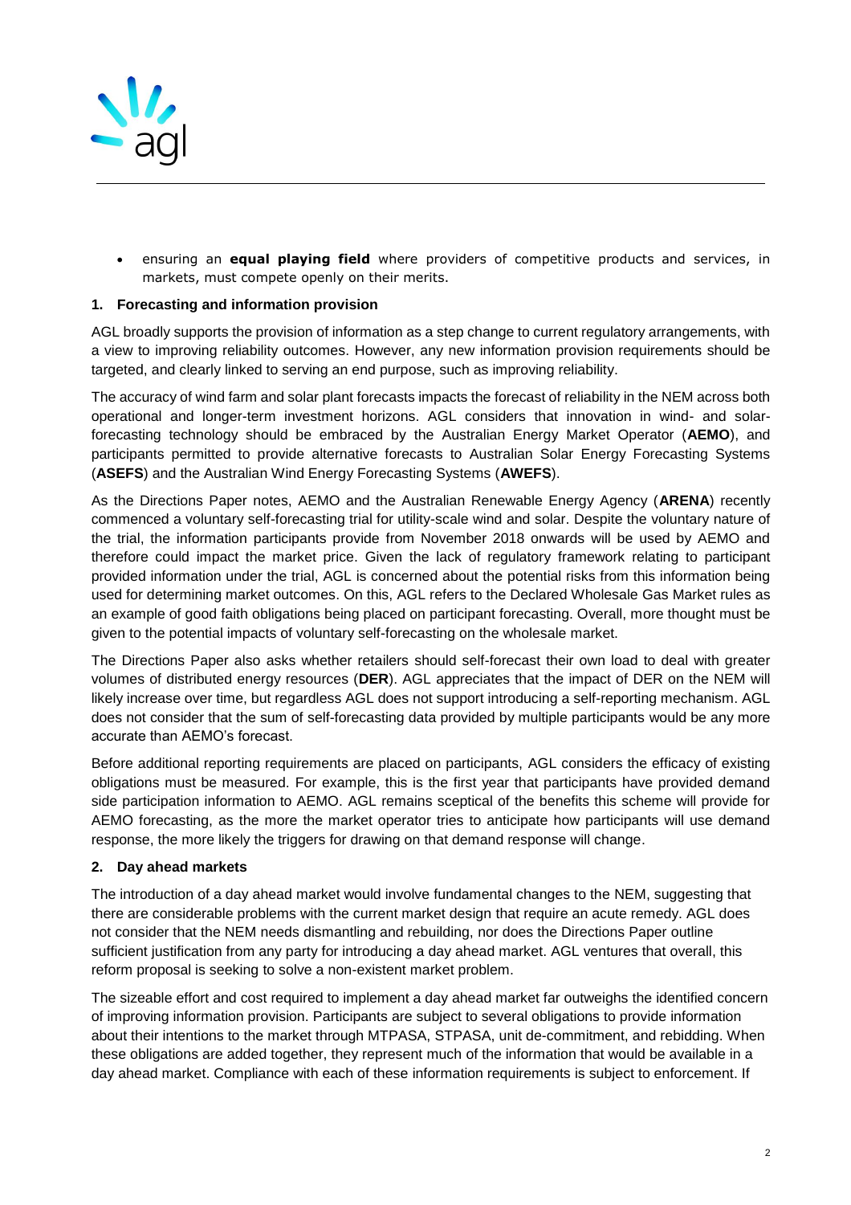- ensuring an **equal playing field** where providers of competitive products and services, in markets, must compete openly on their merits.

**1. Forecasting and information provision**

AGL broadly supports the provision of information as a step change to current regulatory arrangements, with a view to improving reliability outcomes. However, any new information provision requirements should be targeted, and clearly linked to serving an end purpose, such as improving reliability.

The accuracy of wind farm and solar plant forecasts impacts the forecast of reliability in the NEM across both operational and longer-term investment horizons. AGL considers that innovation in wind- and solar-forecasting technology should be embraced by the Australian Energy Market Operator (**AEMO**), and participants permitted to provide alternative forecasts to Australian Solar Energy Forecasting Systems (**ASEFS**) and the Australian Wind Energy Forecasting Systems (**AWEFS**).

As the Directions Paper notes, AEMO and the Australian Renewable Energy Agency (**ARENA**) recently commenced a voluntary self-forecasting trial for utility-scale wind and solar. Despite the voluntary nature of the trial, the information participants provide from November 2018 onwards will be used by AEMO and therefore could impact the market price. Given the lack of regulatory framework relating to participant provided information under the trial, AGL is concerned about the potential risks from this information being used for determining market outcomes. On this, AGL refers to the Declared Wholesale Gas Market rules as an example of good faith obligations being placed on participant forecasting. Overall, more thought must be given to the potential impacts of voluntary self-forecasting on the wholesale market.

The Directions Paper also asks whether retailers should self-forecast their own load to deal with greater volumes of distributed energy resources (**DER**). AGL appreciates that the impact of DER on the NEM will likely increase over time, but regardless AGL does not support introducing a self-reporting mechanism. AGL does not consider that the sum of self-forecasting data provided by multiple participants would be any more accurate than AEMO's forecast.

Before additional reporting requirements are placed on participants, AGL considers the efficacy of existing obligations must be measured. For example, this is the first year that participants have provided demand side participation information to AEMO. AGL remains sceptical of the benefits this scheme will provide for AEMO forecasting, as the more the market operator tries to anticipate how participants will use demand response, the more likely the triggers for drawing on that demand response will change.

**2. Day ahead markets**

The introduction of a day ahead market would involve fundamental changes to the NEM, suggesting that there are considerable problems with the current market design that require an acute remedy. AGL does not consider that the NEM needs dismantling and rebuilding, nor does the Directions Paper outline sufficient justification from any party for introducing a day ahead market. AGL ventures that overall, this reform proposal is seeking to solve a non-existent market problem.

The sizeable effort and cost required to implement a day ahead market far outweighs the identified concern of improving information provision. Participants are subject to several obligations to provide information about their intentions to the market through MTPASA, STPASA, unit de-commitment, and rebidding. When these obligations are added together, they represent much of the information that would be available in a day ahead market. Compliance with each of these information requirements is subject to enforcement. If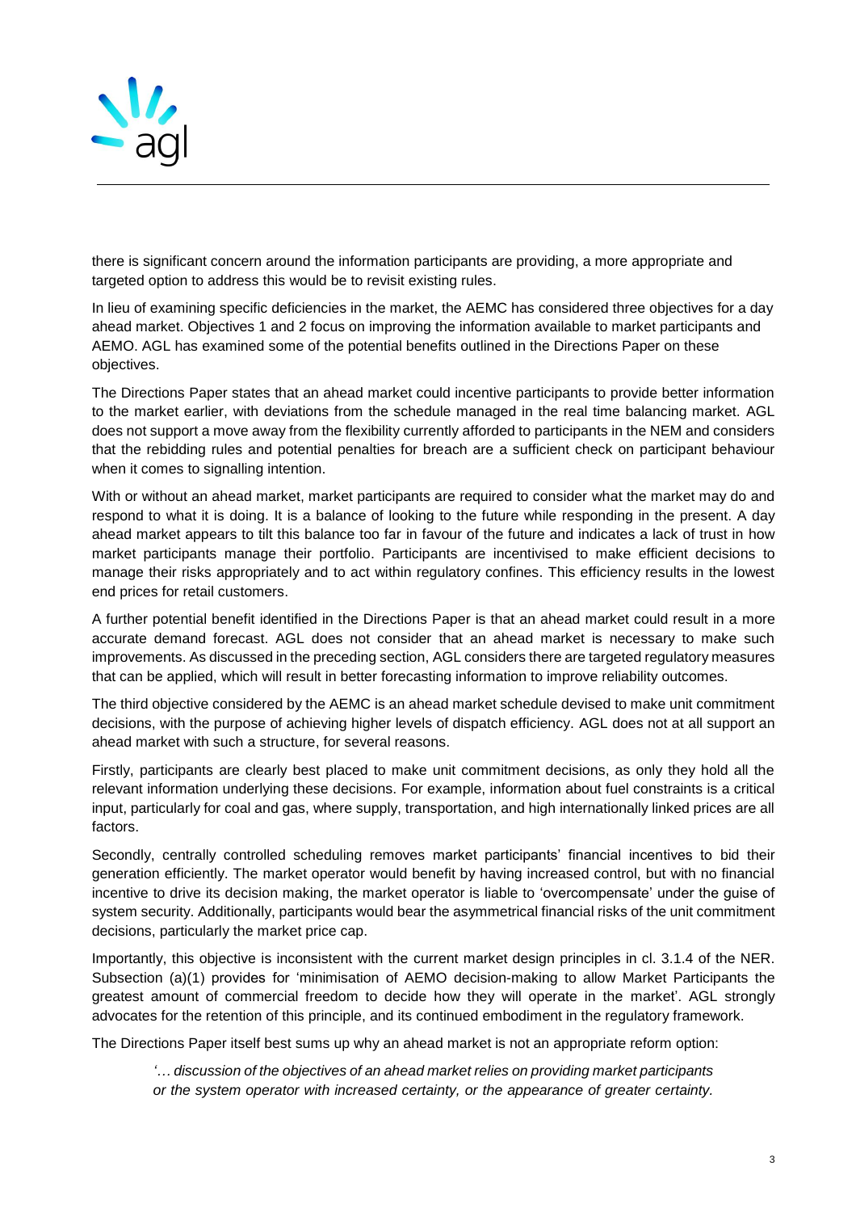there is significant concern around the information participants are providing, a more appropriate and targeted option to address this would be to revisit existing rules.

In lieu of examining specific deficiencies in the market, the AEMC has considered three objectives for a day ahead market. Objectives 1 and 2 focus on improving the information available to market participants and AEMO. AGL has examined some of the potential benefits outlined in the Directions Paper on these objectives.

The Directions Paper states that an ahead market could incentive participants to provide better information to the market earlier, with deviations from the schedule managed in the real time balancing market. AGL does not support a move away from the flexibility currently afforded to participants in the NEM and considers that the rebidding rules and potential penalties for breach are a sufficient check on participant behaviour when it comes to signalling intention.

With or without an ahead market, market participants are required to consider what the market may do and respond to what it is doing. It is a balance of looking to the future while responding in the present. A day ahead market appears to tilt this balance too far in favour of the future and indicates a lack of trust in how market participants manage their portfolio. Participants are incentivised to make efficient decisions to manage their risks appropriately and to act within regulatory confines. This efficiency results in the lowest end prices for retail customers.

A further potential benefit identified in the Directions Paper is that an ahead market could result in a more accurate demand forecast. AGL does not consider that an ahead market is necessary to make such improvements. As discussed in the preceding section, AGL considers there are targeted regulatory measures that can be applied, which will result in better forecasting information to improve reliability outcomes.

The third objective considered by the AEMC is an ahead market schedule devised to make unit commitment decisions, with the purpose of achieving higher levels of dispatch efficiency. AGL does not at all support an ahead market with such a structure, for several reasons.

Firstly, participants are clearly best placed to make unit commitment decisions, as only they hold all the relevant information underlying these decisions. For example, information about fuel constraints is a critical input, particularly for coal and gas, where supply, transportation, and high internationally linked prices are all factors.

Secondly, centrally controlled scheduling removes market participants' financial incentives to bid their generation efficiently. The market operator would benefit by having increased control, but with no financial incentive to drive its decision making, the market operator is liable to 'overcompensate' under the guise of system security. Additionally, participants would bear the asymmetrical financial risks of the unit commitment decisions, particularly the market price cap.

Importantly, this objective is inconsistent with the current market design principles in cl. 3.1.4 of the NER. Subsection (a)(1) provides for 'minimisation of AEMO decision-making to allow Market Participants the greatest amount of commercial freedom to decide how they will operate in the market'. AGL strongly advocates for the retention of this principle, and its continued embodiment in the regulatory framework.

The Directions Paper itself best sums up why an ahead market is not an appropriate reform option:

> *'… discussion of the objectives of an ahead market relies on providing market participants or the system operator with increased certainty, or the appearance of greater certainty.*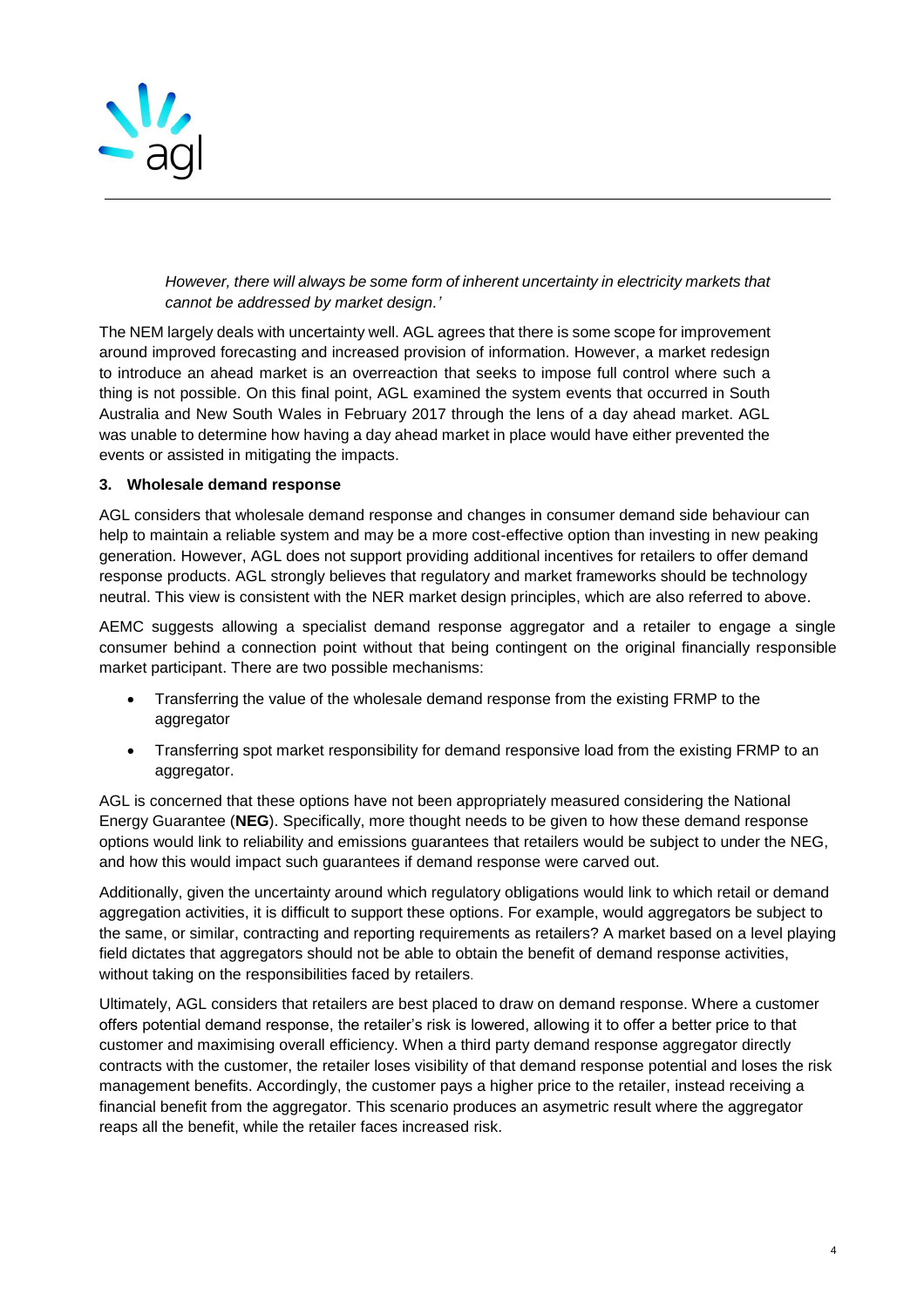> *However, there will always be some form of inherent uncertainty in electricity markets that cannot be addressed by market design.'*

The NEM largely deals with uncertainty well. AGL agrees that there is some scope for improvement around improved forecasting and increased provision of information. However, a market redesign to introduce an ahead market is an overreaction that seeks to impose full control where such a thing is not possible. On this final point, AGL examined the system events that occurred in South Australia and New South Wales in February 2017 through the lens of a day ahead market. AGL was unable to determine how having a day ahead market in place would have either prevented the events or assisted in mitigating the impacts.

**3. Wholesale demand response**

AGL considers that wholesale demand response and changes in consumer demand side behaviour can help to maintain a reliable system and may be a more cost-effective option than investing in new peaking generation. However, AGL does not support providing additional incentives for retailers to offer demand response products. AGL strongly believes that regulatory and market frameworks should be technology neutral. This view is consistent with the NER market design principles, which are also referred to above.

AEMC suggests allowing a specialist demand response aggregator and a retailer to engage a single consumer behind a connection point without that being contingent on the original financially responsible market participant. There are two possible mechanisms:

- Transferring the value of the wholesale demand response from the existing FRMP to the aggregator
- Transferring spot market responsibility for demand responsive load from the existing FRMP to an aggregator.

AGL is concerned that these options have not been appropriately measured considering the National Energy Guarantee (**NEG**). Specifically, more thought needs to be given to how these demand response options would link to reliability and emissions guarantees that retailers would be subject to under the NEG, and how this would impact such guarantees if demand response were carved out.

Additionally, given the uncertainty around which regulatory obligations would link to which retail or demand aggregation activities, it is difficult to support these options. For example, would aggregators be subject to the same, or similar, contracting and reporting requirements as retailers? A market based on a level playing field dictates that aggregators should not be able to obtain the benefit of demand response activities, without taking on the responsibilities faced by retailers.

Ultimately, AGL considers that retailers are best placed to draw on demand response. Where a customer offers potential demand response, the retailer's risk is lowered, allowing it to offer a better price to that customer and maximising overall efficiency. When a third party demand response aggregator directly contracts with the customer, the retailer loses visibility of that demand response potential and loses the risk management benefits. Accordingly, the customer pays a higher price to the retailer, instead receiving a financial benefit from the aggregator. This scenario produces an asymetric result where the aggregator reaps all the benefit, while the retailer faces increased risk.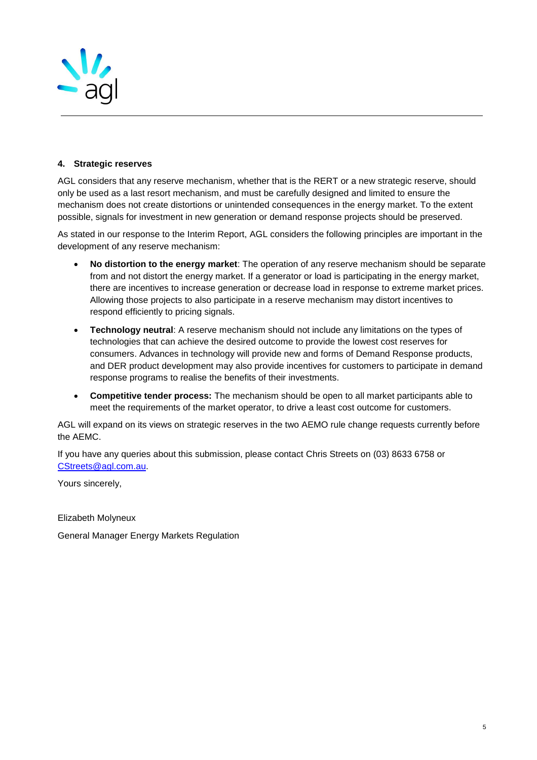#### 4. Strategic reserves

AGL considers that any reserve mechanism, whether that is the RERT or a new strategic reserve, should only be used as a last resort mechanism, and must be carefully designed and limited to ensure the mechanism does not create distortions or unintended consequences in the energy market. To the extent possible, signals for investment in new generation or demand response projects should be preserved.

As stated in our response to the Interim Report, AGL considers the following principles are important in the development of any reserve mechanism:

- **No distortion to the energy market**: The operation of any reserve mechanism should be separate from and not distort the energy market. If a generator or load is participating in the energy market, there are incentives to increase generation or decrease load in response to extreme market prices. Allowing those projects to also participate in a reserve mechanism may distort incentives to respond efficiently to pricing signals.
- **Technology neutral**: A reserve mechanism should not include any limitations on the types of technologies that can achieve the desired outcome to provide the lowest cost reserves for consumers. Advances in technology will provide new and forms of Demand Response products, and DER product development may also provide incentives for customers to participate in demand response programs to realise the benefits of their investments.
- **Competitive tender process:** The mechanism should be open to all market participants able to meet the requirements of the market operator, to drive a least cost outcome for customers.

AGL will expand on its views on strategic reserves in the two AEMO rule change requests currently before the AEMC.

If you have any queries about this submission, please contact Chris Streets on (03) 8633 6758 or CStreets@agl.com.au.

Yours sincerely,

Elizabeth Molyneux

General Manager Energy Markets Regulation